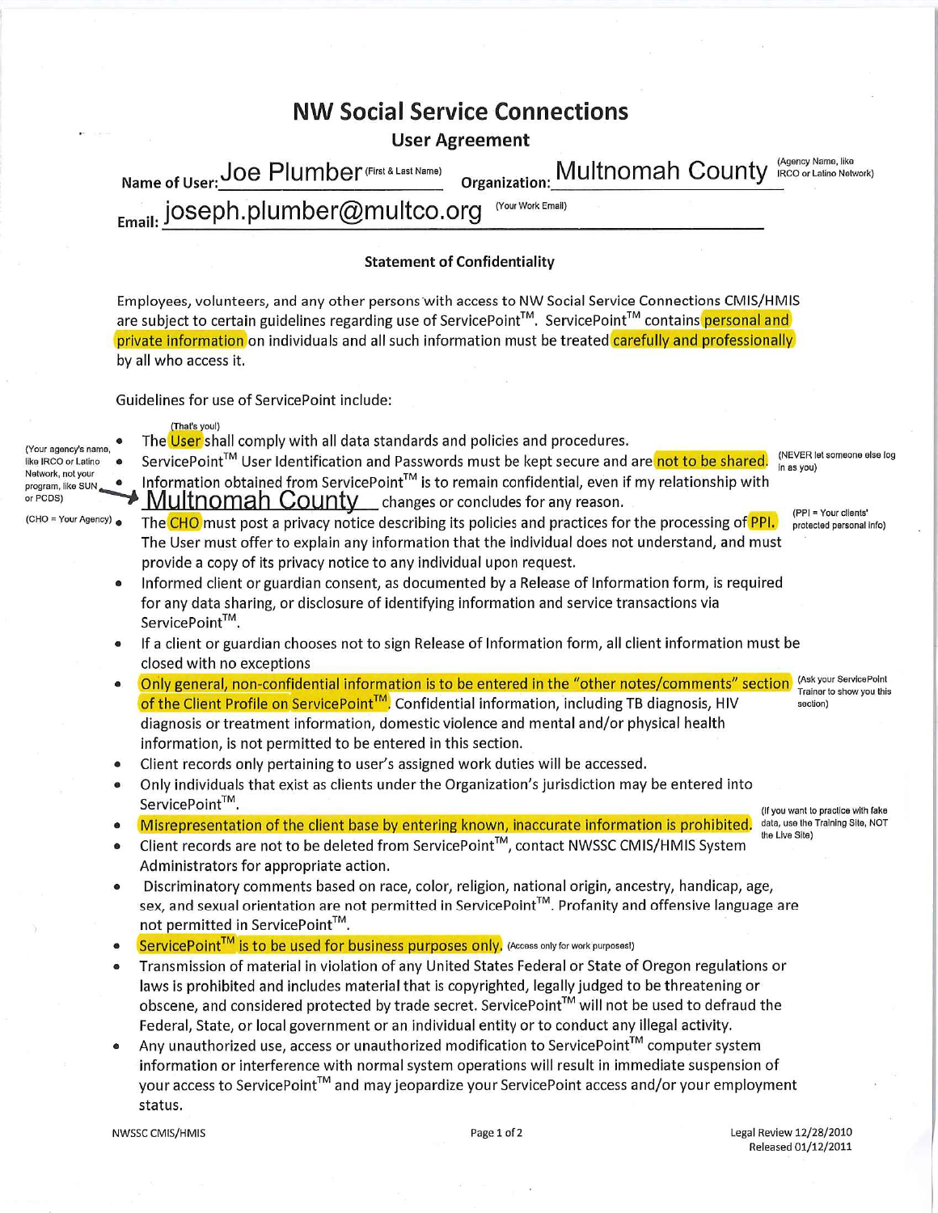# NW Social Service Connections

## User Agreement

Name of User: Joe Plumber (First & Last Name) Organization: Multnomah County (Agency Name, like IRCO or Latino Network)

Email: joseph.plumber@multco.org (Your Work Email)

### Statement of Confidentiality

Employees, volunteers, and any other persons with access to NW Social Service Connections CMIS/HMIS are subject to certain guidelines regarding use of ServicePoint™. ServicePoint™ contains personal and private information on individuals and all such information must be treated carefully and professionally by all who access it.

Guidelines for use of ServicePoint include:

- The User (That's you!) shall comply with all data standards and policies and procedures.
- ServicePoint™ User Identification and Passwords must be kept secure and are not to be shared. (NEVER let someone else log in as you)
- Information obtained from ServicePoint™ is to remain confidential, even if my relationship with Multnomah County changes or concludes for any reason. (Your agency's name, like IRCO or Latino Network, not your program, like SUN or PCDS)
- The CHO (CHO = Your Agency) must post a privacy notice describing its policies and practices for the processing of PPI. (PPI = Your clients' protected personal info) The User must offer to explain any information that the individual does not understand, and must provide a copy of its privacy notice to any individual upon request.
- Informed client or guardian consent, as documented by a Release of Information form, is required for any data sharing, or disclosure of identifying information and service transactions via ServicePoint™.
- If a client or guardian chooses not to sign Release of Information form, all client information must be closed with no exceptions
- Only general, non-confidential information is to be entered in the "other notes/comments" section of the Client Profile on ServicePoint™. (Ask your ServicePoint Trainer to show you this section) Confidential information, including TB diagnosis, HIV diagnosis or treatment information, domestic violence and mental and/or physical health information, is not permitted to be entered in this section.
- Client records only pertaining to user's assigned work duties will be accessed.
- Only individuals that exist as clients under the Organization's jurisdiction may be entered into ServicePoint™.
- Misrepresentation of the client base by entering known, inaccurate information is prohibited. (If you want to practice with fake data, use the Training Site, NOT the Live Site)
- Client records are not to be deleted from ServicePoint™, contact NWSSC CMIS/HMIS System Administrators for appropriate action.
- Discriminatory comments based on race, color, religion, national origin, ancestry, handicap, age, sex, and sexual orientation are not permitted in ServicePoint™. Profanity and offensive language are not permitted in ServicePoint™.
- ServicePoint™ is to be used for business purposes only. (Access only for work purposes!)
- Transmission of material in violation of any United States Federal or State of Oregon regulations or laws is prohibited and includes material that is copyrighted, legally judged to be threatening or obscene, and considered protected by trade secret. ServicePoint™ will not be used to defraud the Federal, State, or local government or an individual entity or to conduct any illegal activity.
- Any unauthorized use, access or unauthorized modification to ServicePoint™ computer system information or interference with normal system operations will result in immediate suspension of your access to ServicePoint™ and may jeopardize your ServicePoint access and/or your employment status.

NWSSC CMIS/HMIS — Legal Review 12/28/2010, Released 01/12/2011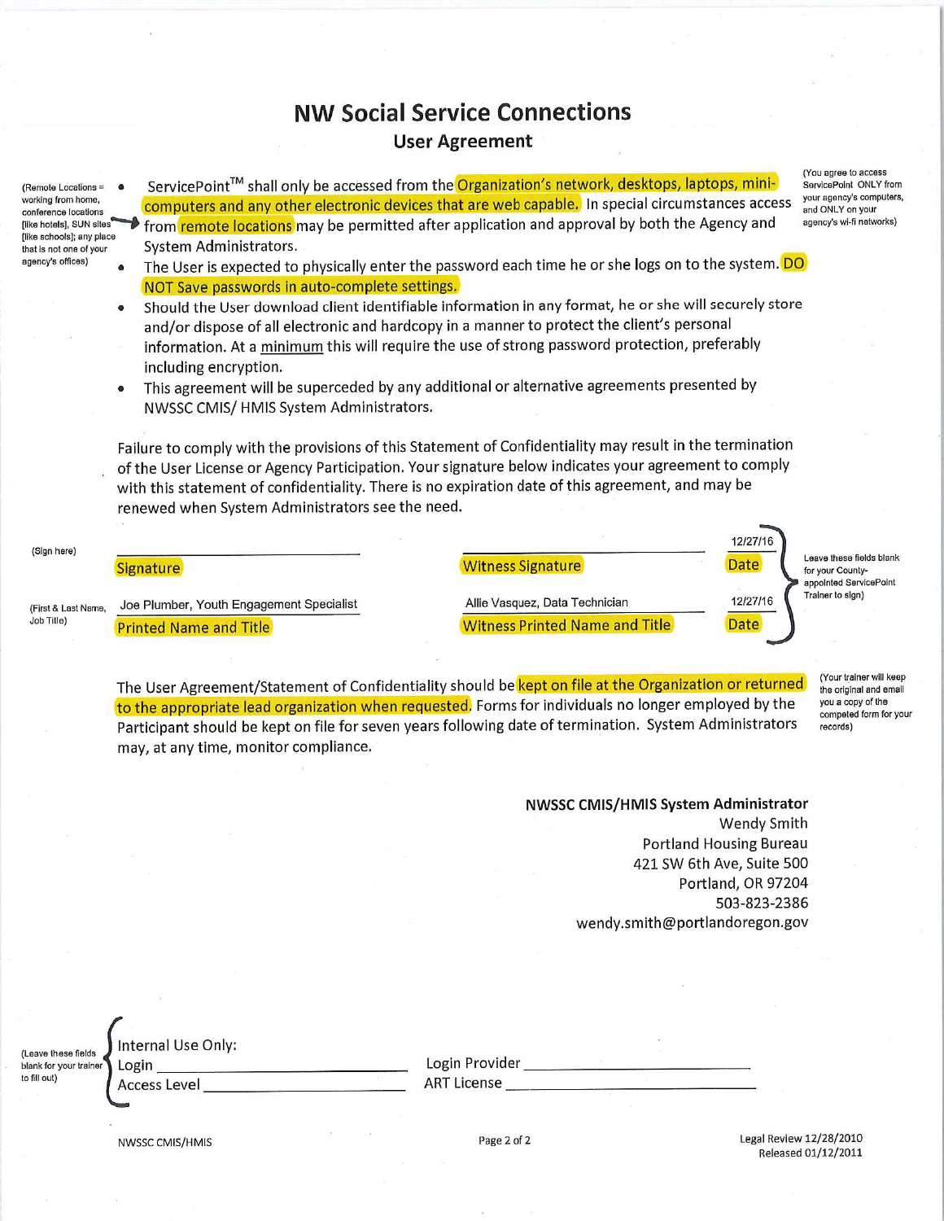# NW Social Service Connections

## User Agreement

(Remote Locations = working from home, conference locations [like hotels], SUN sites [like schools]; any place that is not one of your agency's offices)

(You agree to access ServicePoint ONLY from your agency's computers, and ONLY on your agency's wi-fi networks)

- ServicePoint™ shall only be accessed from the Organization's network, desktops, laptops, mini-computers and any other electronic devices that are web capable. In special circumstances access from remote locations may be permitted after application and approval by both the Agency and System Administrators.
- The User is expected to physically enter the password each time he or she logs on to the system. DO NOT Save passwords in auto-complete settings.
- Should the User download client identifiable information in any format, he or she will securely store and/or dispose of all electronic and hardcopy in a manner to protect the client's personal information. At a minimum this will require the use of strong password protection, preferably including encryption.
- This agreement will be superceded by any additional or alternative agreements presented by NWSSC CMIS/ HMIS System Administrators.

Failure to comply with the provisions of this Statement of Confidentiality may result in the termination of the User License or Agency Participation. Your signature below indicates your agreement to comply with this statement of confidentiality. There is no expiration date of this agreement, and may be renewed when System Administrators see the need.

(Sign here) ______________________ Signature

______________________ Witness Signature

12/27/16 Date

(First & Last Name, Job Title) Joe Plumber, Youth Engagement Specialist — Printed Name and Title

Allie Vasquez, Data Technician — Witness Printed Name and Title

12/27/16 Date

(Leave these fields blank for your County-appointed ServicePoint Trainer to sign)

The User Agreement/Statement of Confidentiality should be kept on file at the Organization or returned to the appropriate lead organization when requested. Forms for individuals no longer employed by the Participant should be kept on file for seven years following date of termination. System Administrators may, at any time, monitor compliance.

(Your trainer will keep the original and email you a copy of the competed form for your records)

**NWSSC CMIS/HMIS System Administrator**
Wendy Smith
Portland Housing Bureau
421 SW 6th Ave, Suite 500
Portland, OR 97204
503-823-2386
wendy.smith@portlandoregon.gov

(Leave these fields blank for your trainer to fill out)

Internal Use Only:
Login ______________________ Login Provider ______________________
Access Level ______________________ ART License ______________________

NWSSC CMIS/HMIS

Legal Review 12/28/2010
Released 01/12/2011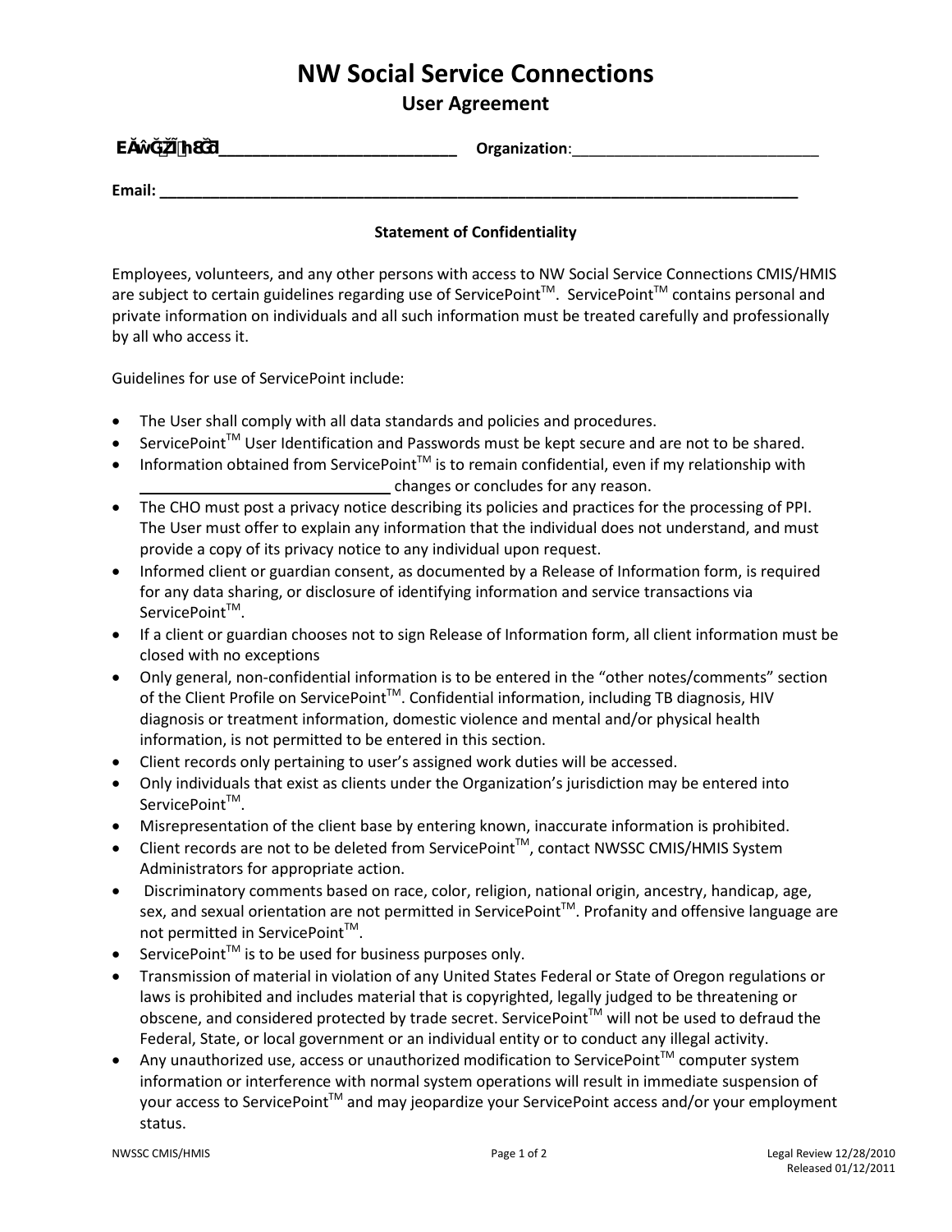# NW Social Service Connections

## User Agreement

**EĂŵĞ;Ɖh8ČI_______________________** **Organization**:_____________________________

**Email: ________________________________________________________________________**

**Statement of Confidentiality**

Employees, volunteers, and any other persons with access to NW Social Service Connections CMIS/HMIS are subject to certain guidelines regarding use of ServicePoint™. ServicePoint™ contains personal and private information on individuals and all such information must be treated carefully and professionally by all who access it.

Guidelines for use of ServicePoint include:

- The User shall comply with all data standards and policies and procedures.
- ServicePoint™ User Identification and Passwords must be kept secure and are not to be shared.
- Information obtained from ServicePoint™ is to remain confidential, even if my relationship with ______________________________ changes or concludes for any reason.
- The CHO must post a privacy notice describing its policies and practices for the processing of PPI. The User must offer to explain any information that the individual does not understand, and must provide a copy of its privacy notice to any individual upon request.
- Informed client or guardian consent, as documented by a Release of Information form, is required for any data sharing, or disclosure of identifying information and service transactions via ServicePoint™.
- If a client or guardian chooses not to sign Release of Information form, all client information must be closed with no exceptions
- Only general, non-confidential information is to be entered in the "other notes/comments" section of the Client Profile on ServicePoint™. Confidential information, including TB diagnosis, HIV diagnosis or treatment information, domestic violence and mental and/or physical health information, is not permitted to be entered in this section.
- Client records only pertaining to user's assigned work duties will be accessed.
- Only individuals that exist as clients under the Organization's jurisdiction may be entered into ServicePoint™.
- Misrepresentation of the client base by entering known, inaccurate information is prohibited.
- Client records are not to be deleted from ServicePoint™, contact NWSSC CMIS/HMIS System Administrators for appropriate action.
- Discriminatory comments based on race, color, religion, national origin, ancestry, handicap, age, sex, and sexual orientation are not permitted in ServicePoint™. Profanity and offensive language are not permitted in ServicePoint™.
- ServicePoint™ is to be used for business purposes only.
- Transmission of material in violation of any United States Federal or State of Oregon regulations or laws is prohibited and includes material that is copyrighted, legally judged to be threatening or obscene, and considered protected by trade secret. ServicePoint™ will not be used to defraud the Federal, State, or local government or an individual entity or to conduct any illegal activity.
- Any unauthorized use, access or unauthorized modification to ServicePoint™ computer system information or interference with normal system operations will result in immediate suspension of your access to ServicePoint™ and may jeopardize your ServicePoint access and/or your employment status.

NWSSC CMIS/HMIS

Legal Review 12/28/2010
Released 01/12/2011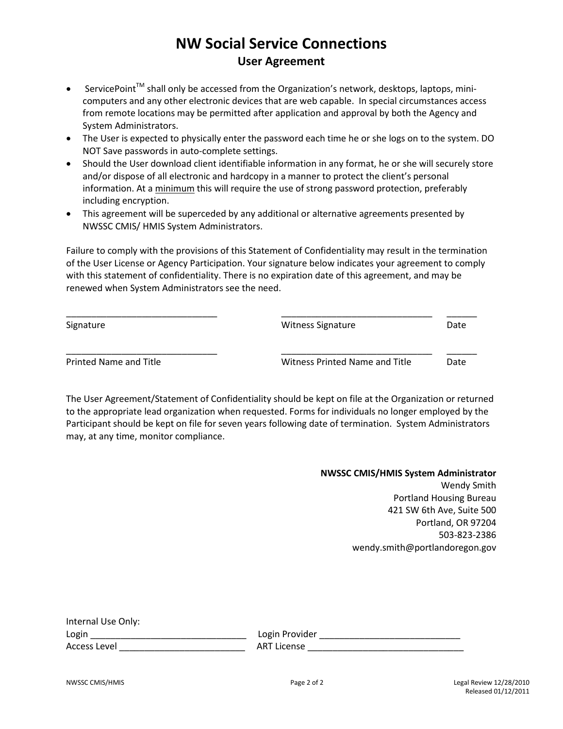# NW Social Service Connections

## User Agreement

- ServicePoint$^{TM}$ shall only be accessed from the Organization's network, desktops, laptops, mini-computers and any other electronic devices that are web capable. In special circumstances access from remote locations may be permitted after application and approval by both the Agency and System Administrators.
- The User is expected to physically enter the password each time he or she logs on to the system. DO NOT Save passwords in auto-complete settings.
- Should the User download client identifiable information in any format, he or she will securely store and/or dispose of all electronic and hardcopy in a manner to protect the client's personal information. At a <u>minimum</u> this will require the use of strong password protection, preferably including encryption.
- This agreement will be superceded by any additional or alternative agreements presented by NWSSC CMIS/ HMIS System Administrators.

Failure to comply with the provisions of this Statement of Confidentiality may result in the termination of the User License or Agency Participation. Your signature below indicates your agreement to comply with this statement of confidentiality. There is no expiration date of this agreement, and may be renewed when System Administrators see the need.

| | | |
|---|---|---|
| ______________________________ | ______________________________ | ______ |
| Signature | Witness Signature | Date |
| ______________________________ | ______________________________ | ______ |
| Printed Name and Title | Witness Printed Name and Title | Date |

The User Agreement/Statement of Confidentiality should be kept on file at the Organization or returned to the appropriate lead organization when requested. Forms for individuals no longer employed by the Participant should be kept on file for seven years following date of termination. System Administrators may, at any time, monitor compliance.

**NWSSC CMIS/HMIS System Administrator**
Wendy Smith
Portland Housing Bureau
421 SW 6th Ave, Suite 500
Portland, OR 97204
503-823-2386
wendy.smith@portlandoregon.gov

Internal Use Only:

| | |
|---|---|
| Login _______________________________ | Login Provider ____________________________ |
| Access Level _________________________ | ART License _______________________________ |

Legal Review 12/28/2010
Released 01/12/2011